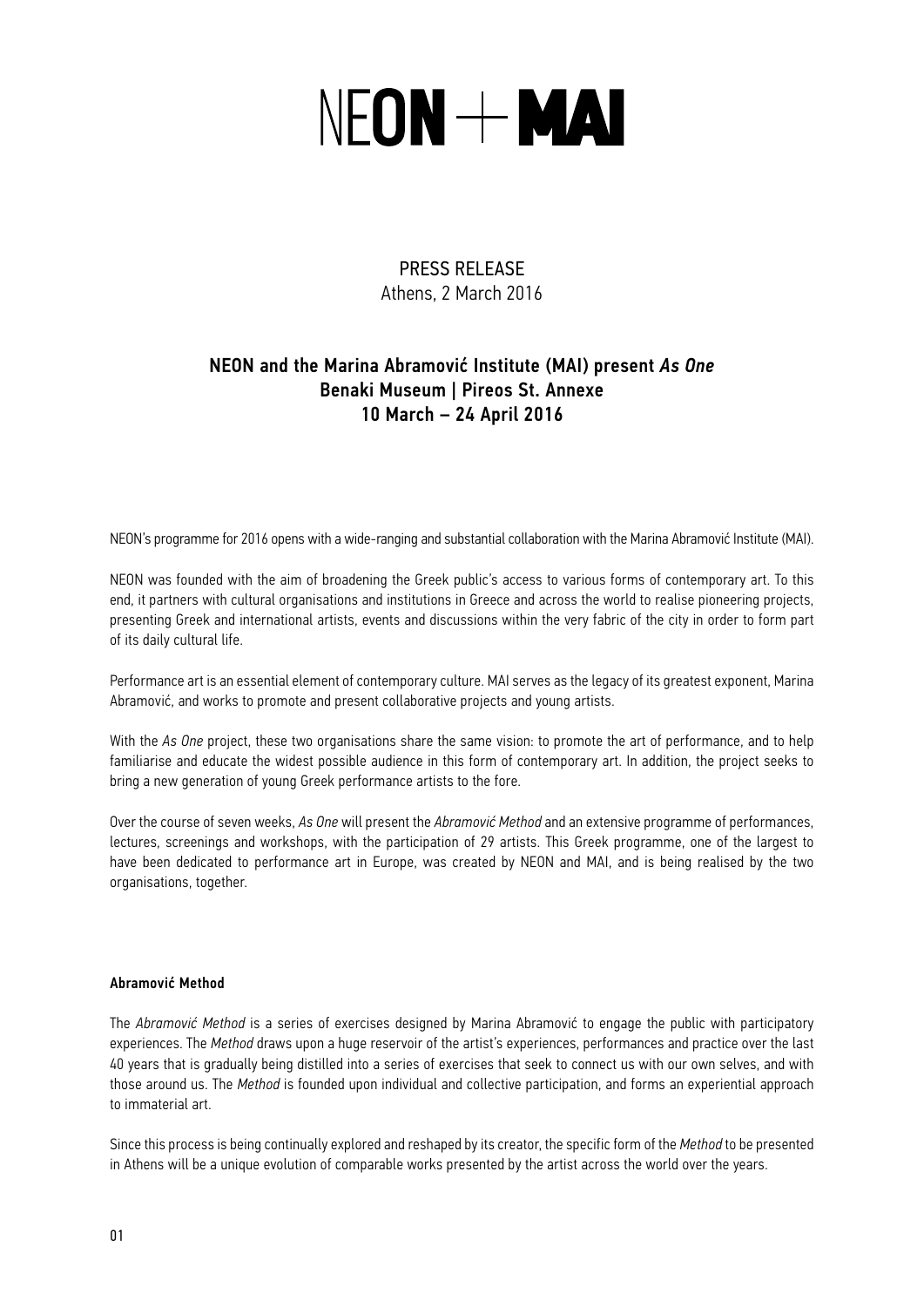# NEON + MAI

PRESS RELEASE
Athens, 2 March 2016

## NEON and the Marina Abramović Institute (MAI) present *As One*
## Benaki Museum | Pireos St. Annexe
## 10 March – 24 April 2016

NEON's programme for 2016 opens with a wide-ranging and substantial collaboration with the Marina Abramović Institute (MAI).

NEON was founded with the aim of broadening the Greek public's access to various forms of contemporary art. To this end, it partners with cultural organisations and institutions in Greece and across the world to realise pioneering projects, presenting Greek and international artists, events and discussions within the very fabric of the city in order to form part of its daily cultural life.

Performance art is an essential element of contemporary culture. MAI serves as the legacy of its greatest exponent, Marina Abramović, and works to promote and present collaborative projects and young artists.

With the *As One* project, these two organisations share the same vision: to promote the art of performance, and to help familiarise and educate the widest possible audience in this form of contemporary art. In addition, the project seeks to bring a new generation of young Greek performance artists to the fore.

Over the course of seven weeks, *As One* will present the *Abramović Method* and an extensive programme of performances, lectures, screenings and workshops, with the participation of 29 artists. This Greek programme, one of the largest to have been dedicated to performance art in Europe, was created by NEON and MAI, and is being realised by the two organisations, together.

### Abramović Method

The *Abramović Method* is a series of exercises designed by Marina Abramović to engage the public with participatory experiences. The *Method* draws upon a huge reservoir of the artist's experiences, performances and practice over the last 40 years that is gradually being distilled into a series of exercises that seek to connect us with our own selves, and with those around us. The *Method* is founded upon individual and collective participation, and forms an experiential approach to immaterial art.

Since this process is being continually explored and reshaped by its creator, the specific form of the *Method* to be presented in Athens will be a unique evolution of comparable works presented by the artist across the world over the years.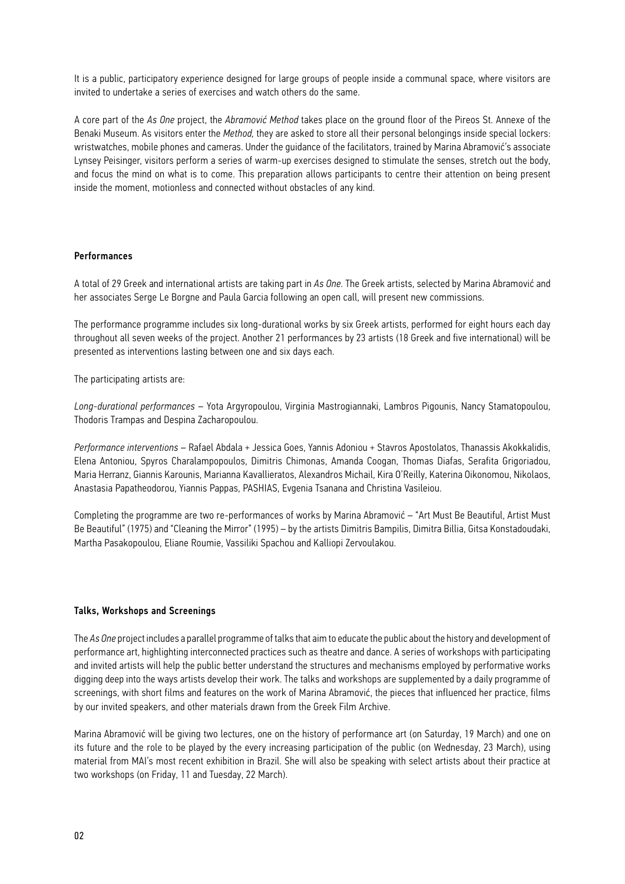It is a public, participatory experience designed for large groups of people inside a communal space, where visitors are invited to undertake a series of exercises and watch others do the same.

A core part of the *As One* project, the *Abramović Method* takes place on the ground floor of the Pireos St. Annexe of the Benaki Museum. As visitors enter the *Method,* they are asked to store all their personal belongings inside special lockers: wristwatches, mobile phones and cameras. Under the guidance of the facilitators, trained by Marina Abramović's associate Lynsey Peisinger, visitors perform a series of warm-up exercises designed to stimulate the senses, stretch out the body, and focus the mind on what is to come. This preparation allows participants to centre their attention on being present inside the moment, motionless and connected without obstacles of any kind.

### Performances

A total of 29 Greek and international artists are taking part in *As One*. The Greek artists, selected by Marina Abramović and her associates Serge Le Borgne and Paula Garcia following an open call, will present new commissions.

The performance programme includes six long-durational works by six Greek artists, performed for eight hours each day throughout all seven weeks of the project. Another 21 performances by 23 artists (18 Greek and five international) will be presented as interventions lasting between one and six days each.

The participating artists are:

*Long-durational performances* – Yota Argyropoulou, Virginia Mastrogiannaki, Lambros Pigounis, Nancy Stamatopoulou, Thodoris Trampas and Despina Zacharopoulou.

*Performance interventions* – Rafael Abdala + Jessica Goes, Yannis Adoniou + Stavros Apostolatos, Thanassis Akokkalidis, Elena Antoniou, Spyros Charalampopoulos, Dimitris Chimonas, Amanda Coogan, Thomas Diafas, Serafita Grigoriadou, Maria Herranz, Giannis Karounis, Marianna Kavallieratos, Alexandros Michail, Kira O'Reilly, Katerina Oikonomou, Nikolaos, Anastasia Papatheodorou, Yiannis Pappas, PASHIAS, Evgenia Tsanana and Christina Vasileiou.

Completing the programme are two re-performances of works by Marina Abramović – "Art Must Be Beautiful, Artist Must Be Beautiful" (1975) and "Cleaning the Mirror" (1995) – by the artists Dimitris Bampilis, Dimitra Billia, Gitsa Konstadoudaki, Martha Pasakopoulou, Eliane Roumie, Vassiliki Spachou and Kalliopi Zervoulakou.

### Talks, Workshops and Screenings

The *As One* project includes a parallel programme of talks that aim to educate the public about the history and development of performance art, highlighting interconnected practices such as theatre and dance. A series of workshops with participating and invited artists will help the public better understand the structures and mechanisms employed by performative works digging deep into the ways artists develop their work. The talks and workshops are supplemented by a daily programme of screenings, with short films and features on the work of Marina Abramović, the pieces that influenced her practice, films by our invited speakers, and other materials drawn from the Greek Film Archive.

Marina Abramović will be giving two lectures, one on the history of performance art (on Saturday, 19 March) and one on its future and the role to be played by the every increasing participation of the public (on Wednesday, 23 March), using material from MAI's most recent exhibition in Brazil. She will also be speaking with select artists about their practice at two workshops (on Friday, 11 and Tuesday, 22 March).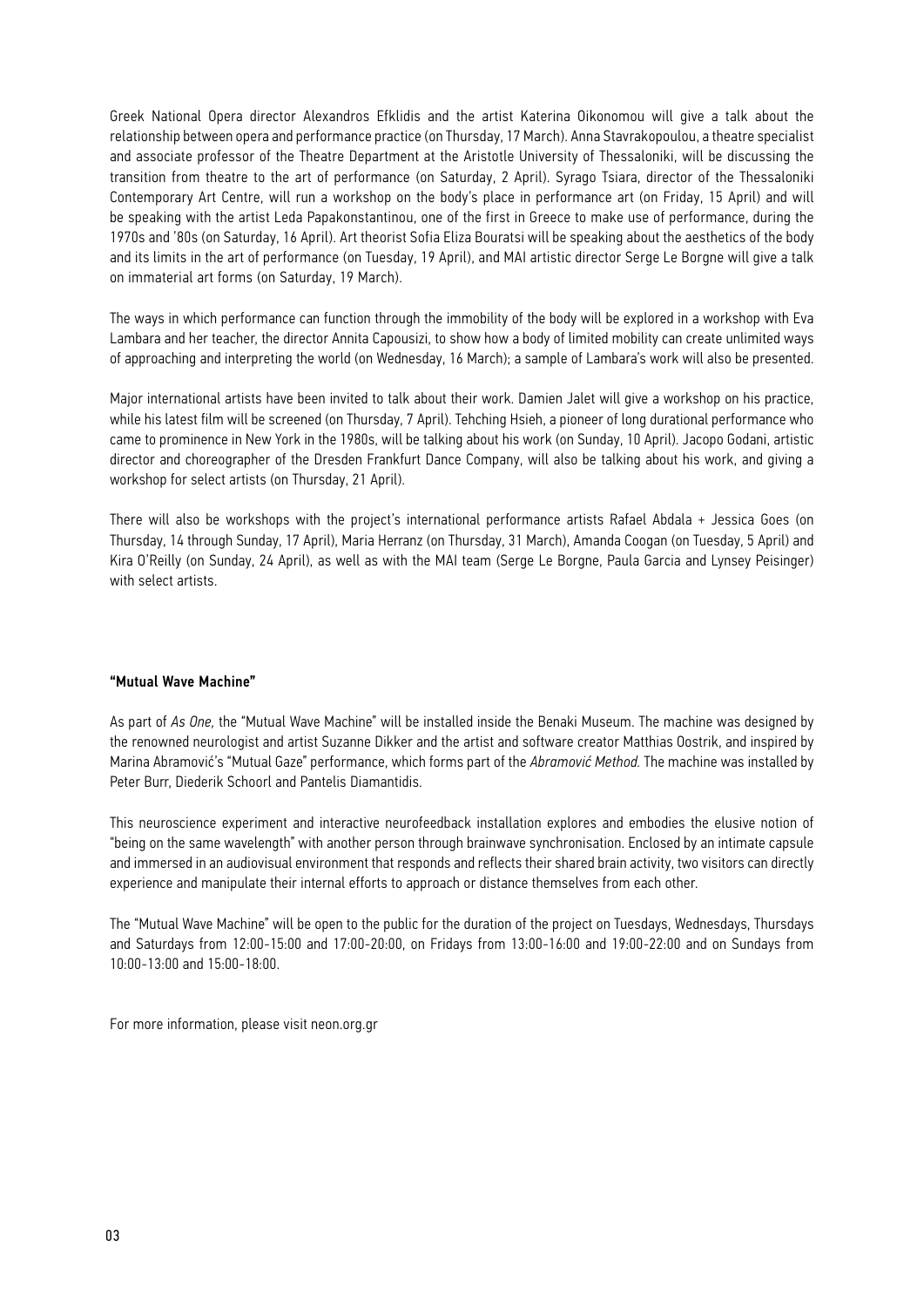Greek National Opera director Alexandros Efklidis and the artist Katerina Oikonomou will give a talk about the relationship between opera and performance practice (on Thursday, 17 March). Anna Stavrakopoulou, a theatre specialist and associate professor of the Theatre Department at the Aristotle University of Thessaloniki, will be discussing the transition from theatre to the art of performance (on Saturday, 2 April). Syrago Tsiara, director of the Thessaloniki Contemporary Art Centre, will run a workshop on the body's place in performance art (on Friday, 15 April) and will be speaking with the artist Leda Papakonstantinou, one of the first in Greece to make use of performance, during the 1970s and '80s (on Saturday, 16 April). Art theorist Sofia Eliza Bouratsi will be speaking about the aesthetics of the body and its limits in the art of performance (on Tuesday, 19 April), and MAI artistic director Serge Le Borgne will give a talk on immaterial art forms (on Saturday, 19 March).

The ways in which performance can function through the immobility of the body will be explored in a workshop with Eva Lambara and her teacher, the director Annita Capousizi, to show how a body of limited mobility can create unlimited ways of approaching and interpreting the world (on Wednesday, 16 March); a sample of Lambara's work will also be presented.

Major international artists have been invited to talk about their work. Damien Jalet will give a workshop on his practice, while his latest film will be screened (on Thursday, 7 April). Tehching Hsieh, a pioneer of long durational performance who came to prominence in New York in the 1980s, will be talking about his work (on Sunday, 10 April). Jacopo Godani, artistic director and choreographer of the Dresden Frankfurt Dance Company, will also be talking about his work, and giving a workshop for select artists (on Thursday, 21 April).

There will also be workshops with the project's international performance artists Rafael Abdala + Jessica Goes (on Thursday, 14 through Sunday, 17 April), Maria Herranz (on Thursday, 31 March), Amanda Coogan (on Tuesday, 5 April) and Kira O'Reilly (on Sunday, 24 April), as well as with the MAI team (Serge Le Borgne, Paula Garcia and Lynsey Peisinger) with select artists.

**"Mutual Wave Machine"**

As part of *As One,* the "Mutual Wave Machine" will be installed inside the Benaki Museum. The machine was designed by the renowned neurologist and artist Suzanne Dikker and the artist and software creator Matthias Oostrik, and inspired by Marina Abramović's "Mutual Gaze" performance, which forms part of the *Abramović Method*. The machine was installed by Peter Burr, Diederik Schoorl and Pantelis Diamantidis.

This neuroscience experiment and interactive neurofeedback installation explores and embodies the elusive notion of "being on the same wavelength" with another person through brainwave synchronisation. Enclosed by an intimate capsule and immersed in an audiovisual environment that responds and reflects their shared brain activity, two visitors can directly experience and manipulate their internal efforts to approach or distance themselves from each other.

The "Mutual Wave Machine" will be open to the public for the duration of the project on Tuesdays, Wednesdays, Thursdays and Saturdays from 12:00-15:00 and 17:00-20:00, on Fridays from 13:00-16:00 and 19:00-22:00 and on Sundays from 10:00-13:00 and 15:00-18:00.

For more information, please visit neon.org.gr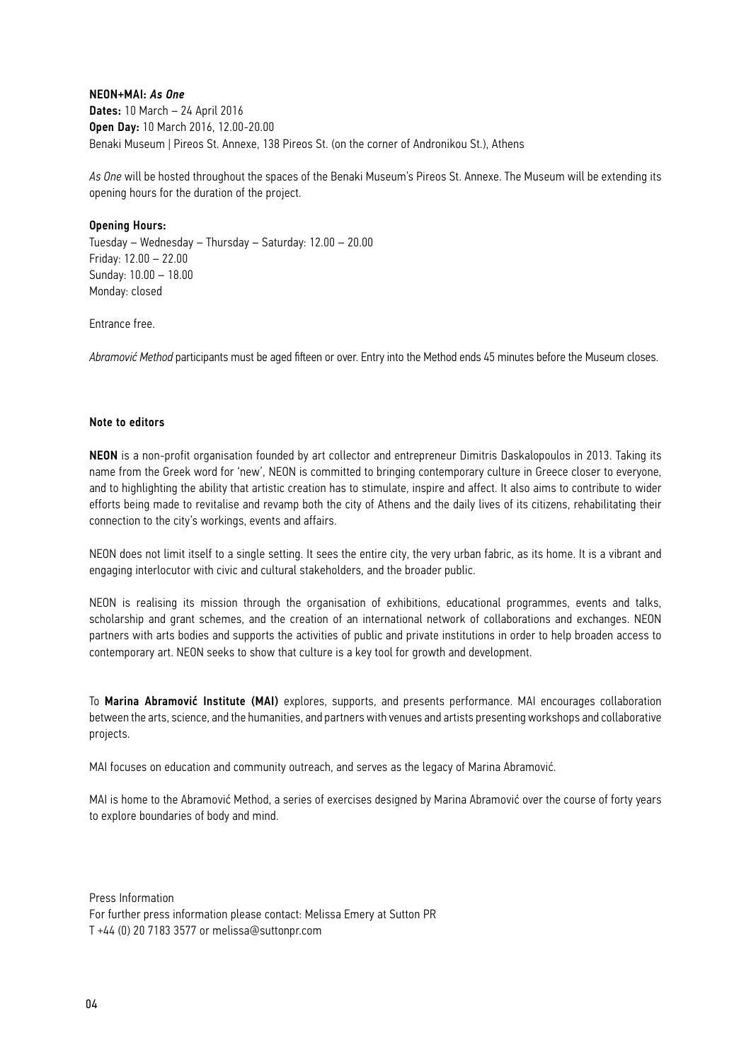**NEON+MAI: *As One***
**Dates:** 10 March – 24 April 2016
**Open Day:** 10 March 2016, 12.00-20.00
Benaki Museum | Pireos St. Annexe, 138 Pireos St. (on the corner of Andronikou St.), Athens

*As One* will be hosted throughout the spaces of the Benaki Museum's Pireos St. Annexe. The Museum will be extending its opening hours for the duration of the project.

**Opening Hours:**
Tuesday – Wednesday – Thursday – Saturday: 12.00 – 20.00
Friday: 12.00 – 22.00
Sunday: 10.00 – 18.00
Monday: closed

Entrance free.

*Abramović Method* participants must be aged fifteen or over. Entry into the Method ends 45 minutes before the Museum closes.

**Note to editors**

**NEON** is a non-profit organisation founded by art collector and entrepreneur Dimitris Daskalopoulos in 2013. Taking its name from the Greek word for 'new', NEON is committed to bringing contemporary culture in Greece closer to everyone, and to highlighting the ability that artistic creation has to stimulate, inspire and affect. It also aims to contribute to wider efforts being made to revitalise and revamp both the city of Athens and the daily lives of its citizens, rehabilitating their connection to the city's workings, events and affairs.

NEON does not limit itself to a single setting. It sees the entire city, the very urban fabric, as its home. It is a vibrant and engaging interlocutor with civic and cultural stakeholders, and the broader public.

NEON is realising its mission through the organisation of exhibitions, educational programmes, events and talks, scholarship and grant schemes, and the creation of an international network of collaborations and exchanges. NEON partners with arts bodies and supports the activities of public and private institutions in order to help broaden access to contemporary art. NEON seeks to show that culture is a key tool for growth and development.

To **Marina Abramović Institute (MAI)** explores, supports, and presents performance. MAI encourages collaboration between the arts, science, and the humanities, and partners with venues and artists presenting workshops and collaborative projects.

MAI focuses on education and community outreach, and serves as the legacy of Marina Abramović.

MAI is home to the Abramović Method, a series of exercises designed by Marina Abramović over the course of forty years to explore boundaries of body and mind.

Press Information
For further press information please contact: Melissa Emery at Sutton PR
T +44 (0) 20 7183 3577 or melissa@suttonpr.com